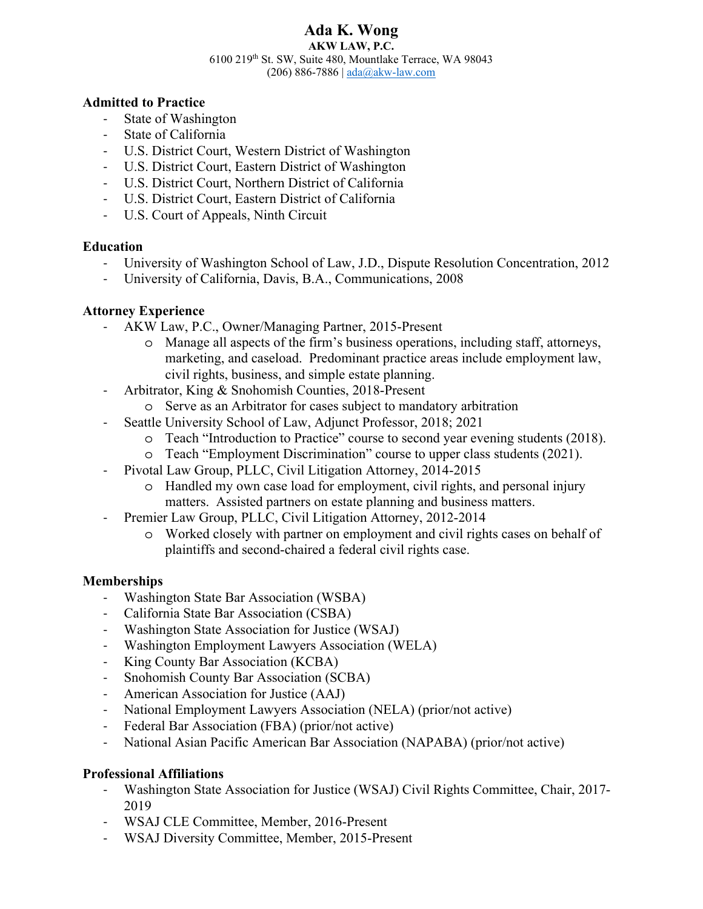# Ada K. Wong

**AKW LAW, P.C.**

6100 219th St. SW, Suite 480, Mountlake Terrace, WA 98043

(206) 886-7886 | ada@akw-law.com

## Admitted to Practice

- State of Washington
- State of California
- U.S. District Court, Western District of Washington
- U.S. District Court, Eastern District of Washington
- U.S. District Court, Northern District of California
- U.S. District Court, Eastern District of California
- U.S. Court of Appeals, Ninth Circuit

## Education

- University of Washington School of Law, J.D., Dispute Resolution Concentration, 2012
- University of California, Davis, B.A., Communications, 2008

## Attorney Experience

- AKW Law, P.C., Owner/Managing Partner, 2015-Present
  - Manage all aspects of the firm's business operations, including staff, attorneys, marketing, and caseload. Predominant practice areas include employment law, civil rights, business, and simple estate planning.
- Arbitrator, King & Snohomish Counties, 2018-Present
  - Serve as an Arbitrator for cases subject to mandatory arbitration
- Seattle University School of Law, Adjunct Professor, 2018; 2021
  - Teach "Introduction to Practice" course to second year evening students (2018).
  - Teach "Employment Discrimination" course to upper class students (2021).
- Pivotal Law Group, PLLC, Civil Litigation Attorney, 2014-2015
  - Handled my own case load for employment, civil rights, and personal injury matters. Assisted partners on estate planning and business matters.
- Premier Law Group, PLLC, Civil Litigation Attorney, 2012-2014
  - Worked closely with partner on employment and civil rights cases on behalf of plaintiffs and second-chaired a federal civil rights case.

## Memberships

- Washington State Bar Association (WSBA)
- California State Bar Association (CSBA)
- Washington State Association for Justice (WSAJ)
- Washington Employment Lawyers Association (WELA)
- King County Bar Association (KCBA)
- Snohomish County Bar Association (SCBA)
- American Association for Justice (AAJ)
- National Employment Lawyers Association (NELA) (prior/not active)
- Federal Bar Association (FBA) (prior/not active)
- National Asian Pacific American Bar Association (NAPABA) (prior/not active)

## Professional Affiliations

- Washington State Association for Justice (WSAJ) Civil Rights Committee, Chair, 2017-2019
- WSAJ CLE Committee, Member, 2016-Present
- WSAJ Diversity Committee, Member, 2015-Present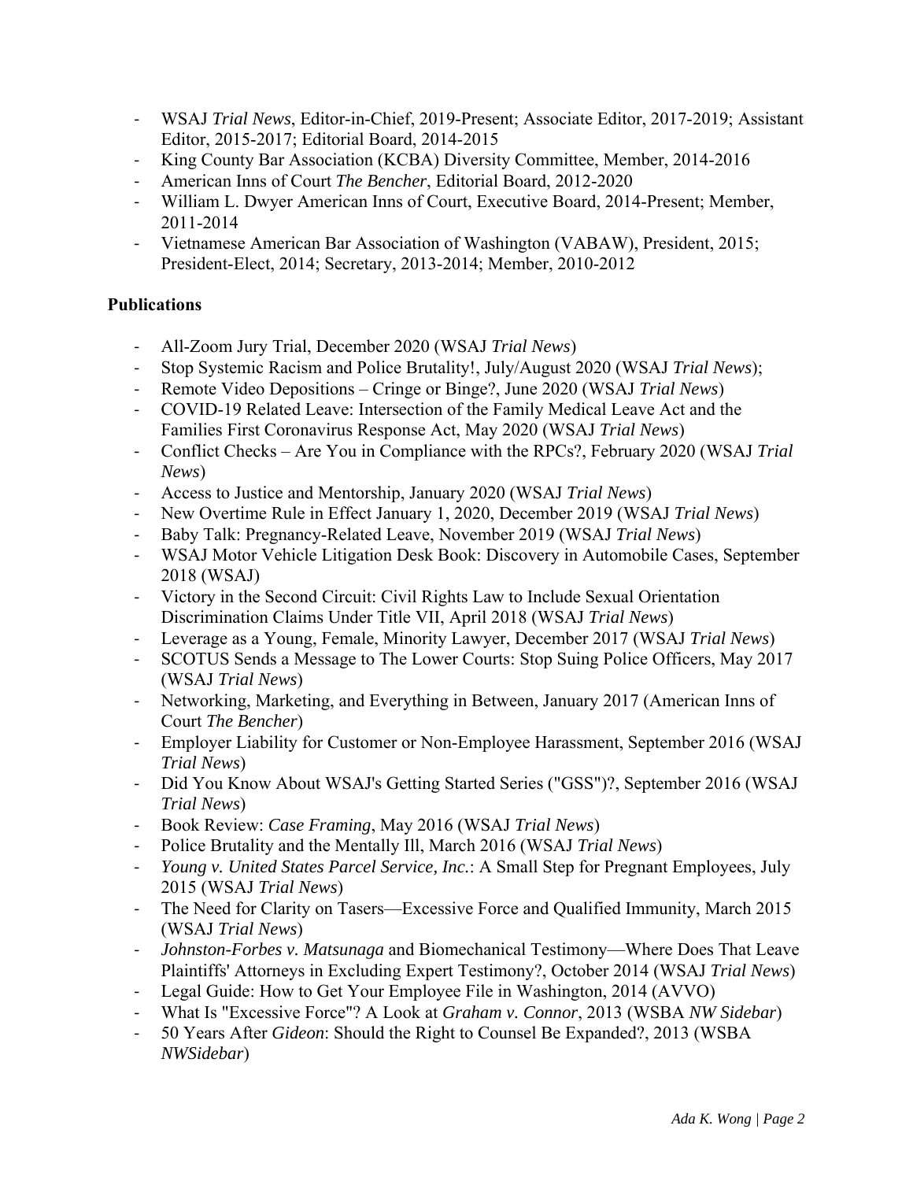- WSAJ *Trial News*, Editor-in-Chief, 2019-Present; Associate Editor, 2017-2019; Assistant Editor, 2015-2017; Editorial Board, 2014-2015
- King County Bar Association (KCBA) Diversity Committee, Member, 2014-2016
- American Inns of Court *The Bencher*, Editorial Board, 2012-2020
- William L. Dwyer American Inns of Court, Executive Board, 2014-Present; Member, 2011-2014
- Vietnamese American Bar Association of Washington (VABAW), President, 2015; President-Elect, 2014; Secretary, 2013-2014; Member, 2010-2012

**Publications**

- All-Zoom Jury Trial, December 2020 (WSAJ *Trial News*)
- Stop Systemic Racism and Police Brutality!, July/August 2020 (WSAJ *Trial News*);
- Remote Video Depositions – Cringe or Binge?, June 2020 (WSAJ *Trial News*)
- COVID-19 Related Leave: Intersection of the Family Medical Leave Act and the Families First Coronavirus Response Act, May 2020 (WSAJ *Trial News*)
- Conflict Checks – Are You in Compliance with the RPCs?, February 2020 (WSAJ *Trial News*)
- Access to Justice and Mentorship, January 2020 (WSAJ *Trial News*)
- New Overtime Rule in Effect January 1, 2020, December 2019 (WSAJ *Trial News*)
- Baby Talk: Pregnancy-Related Leave, November 2019 (WSAJ *Trial News*)
- WSAJ Motor Vehicle Litigation Desk Book: Discovery in Automobile Cases, September 2018 (WSAJ)
- Victory in the Second Circuit: Civil Rights Law to Include Sexual Orientation Discrimination Claims Under Title VII, April 2018 (WSAJ *Trial News*)
- Leverage as a Young, Female, Minority Lawyer, December 2017 (WSAJ *Trial News*)
- SCOTUS Sends a Message to The Lower Courts: Stop Suing Police Officers, May 2017 (WSAJ *Trial News*)
- Networking, Marketing, and Everything in Between, January 2017 (American Inns of Court *The Bencher*)
- Employer Liability for Customer or Non-Employee Harassment, September 2016 (WSAJ *Trial News*)
- Did You Know About WSAJ's Getting Started Series ("GSS")?, September 2016 (WSAJ *Trial News*)
- Book Review: *Case Framing*, May 2016 (WSAJ *Trial News*)
- Police Brutality and the Mentally Ill, March 2016 (WSAJ *Trial News*)
- *Young v. United States Parcel Service, Inc.*: A Small Step for Pregnant Employees, July 2015 (WSAJ *Trial News*)
- The Need for Clarity on Tasers—Excessive Force and Qualified Immunity, March 2015 (WSAJ *Trial News*)
- *Johnston-Forbes v. Matsunaga* and Biomechanical Testimony—Where Does That Leave Plaintiffs' Attorneys in Excluding Expert Testimony?, October 2014 (WSAJ *Trial News*)
- Legal Guide: How to Get Your Employee File in Washington, 2014 (AVVO)
- What Is "Excessive Force"? A Look at *Graham v. Connor*, 2013 (WSBA *NW Sidebar*)
- 50 Years After *Gideon*: Should the Right to Counsel Be Expanded?, 2013 (WSBA *NWSidebar*)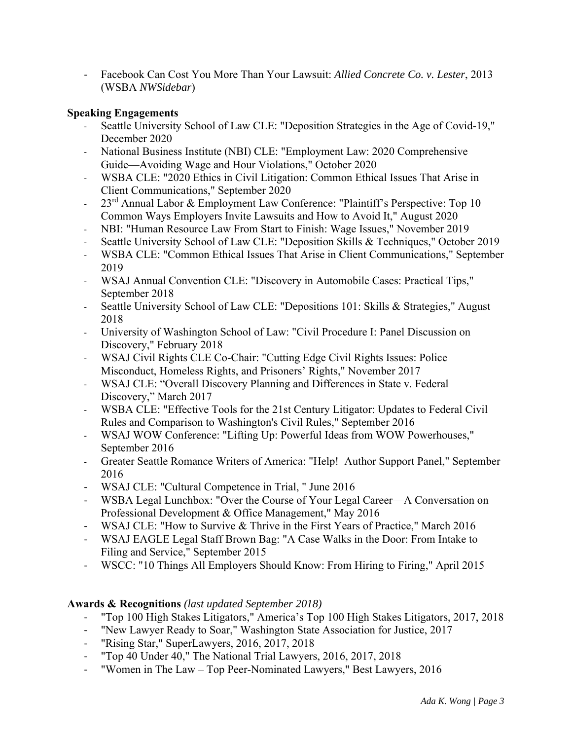- Facebook Can Cost You More Than Your Lawsuit: *Allied Concrete Co. v. Lester*, 2013 (WSBA *NWSidebar*)

**Speaking Engagements**

- Seattle University School of Law CLE: "Deposition Strategies in the Age of Covid-19," December 2020
- National Business Institute (NBI) CLE: "Employment Law: 2020 Comprehensive Guide—Avoiding Wage and Hour Violations," October 2020
- WSBA CLE: "2020 Ethics in Civil Litigation: Common Ethical Issues That Arise in Client Communications," September 2020
- 23rd Annual Labor & Employment Law Conference: "Plaintiff's Perspective: Top 10 Common Ways Employers Invite Lawsuits and How to Avoid It," August 2020
- NBI: "Human Resource Law From Start to Finish: Wage Issues," November 2019
- Seattle University School of Law CLE: "Deposition Skills & Techniques," October 2019
- WSBA CLE: "Common Ethical Issues That Arise in Client Communications," September 2019
- WSAJ Annual Convention CLE: "Discovery in Automobile Cases: Practical Tips," September 2018
- Seattle University School of Law CLE: "Depositions 101: Skills & Strategies," August 2018
- University of Washington School of Law: "Civil Procedure I: Panel Discussion on Discovery," February 2018
- WSAJ Civil Rights CLE Co-Chair: "Cutting Edge Civil Rights Issues: Police Misconduct, Homeless Rights, and Prisoners' Rights," November 2017
- WSAJ CLE: "Overall Discovery Planning and Differences in State v. Federal Discovery," March 2017
- WSBA CLE: "Effective Tools for the 21st Century Litigator: Updates to Federal Civil Rules and Comparison to Washington's Civil Rules," September 2016
- WSAJ WOW Conference: "Lifting Up: Powerful Ideas from WOW Powerhouses," September 2016
- Greater Seattle Romance Writers of America: "Help! Author Support Panel," September 2016
- WSAJ CLE: "Cultural Competence in Trial, " June 2016
- WSBA Legal Lunchbox: "Over the Course of Your Legal Career—A Conversation on Professional Development & Office Management," May 2016
- WSAJ CLE: "How to Survive & Thrive in the First Years of Practice," March 2016
- WSAJ EAGLE Legal Staff Brown Bag: "A Case Walks in the Door: From Intake to Filing and Service," September 2015
- WSCC: "10 Things All Employers Should Know: From Hiring to Firing," April 2015

**Awards & Recognitions** *(last updated September 2018)*

- "Top 100 High Stakes Litigators," America's Top 100 High Stakes Litigators, 2017, 2018
- "New Lawyer Ready to Soar," Washington State Association for Justice, 2017
- "Rising Star," SuperLawyers, 2016, 2017, 2018
- "Top 40 Under 40," The National Trial Lawyers, 2016, 2017, 2018
- "Women in The Law – Top Peer-Nominated Lawyers," Best Lawyers, 2016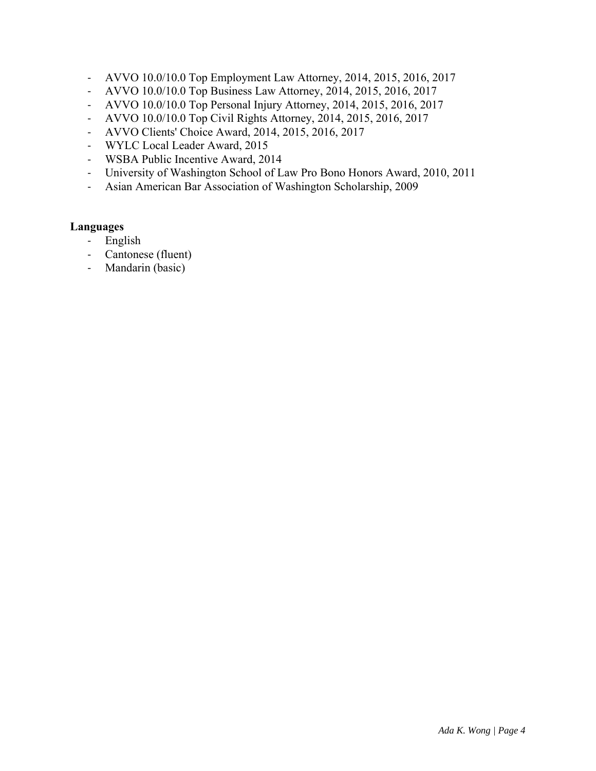- AVVO 10.0/10.0 Top Employment Law Attorney, 2014, 2015, 2016, 2017
- AVVO 10.0/10.0 Top Business Law Attorney, 2014, 2015, 2016, 2017
- AVVO 10.0/10.0 Top Personal Injury Attorney, 2014, 2015, 2016, 2017
- AVVO 10.0/10.0 Top Civil Rights Attorney, 2014, 2015, 2016, 2017
- AVVO Clients' Choice Award, 2014, 2015, 2016, 2017
- WYLC Local Leader Award, 2015
- WSBA Public Incentive Award, 2014
- University of Washington School of Law Pro Bono Honors Award, 2010, 2011
- Asian American Bar Association of Washington Scholarship, 2009

**Languages**

- English
- Cantonese (fluent)
- Mandarin (basic)